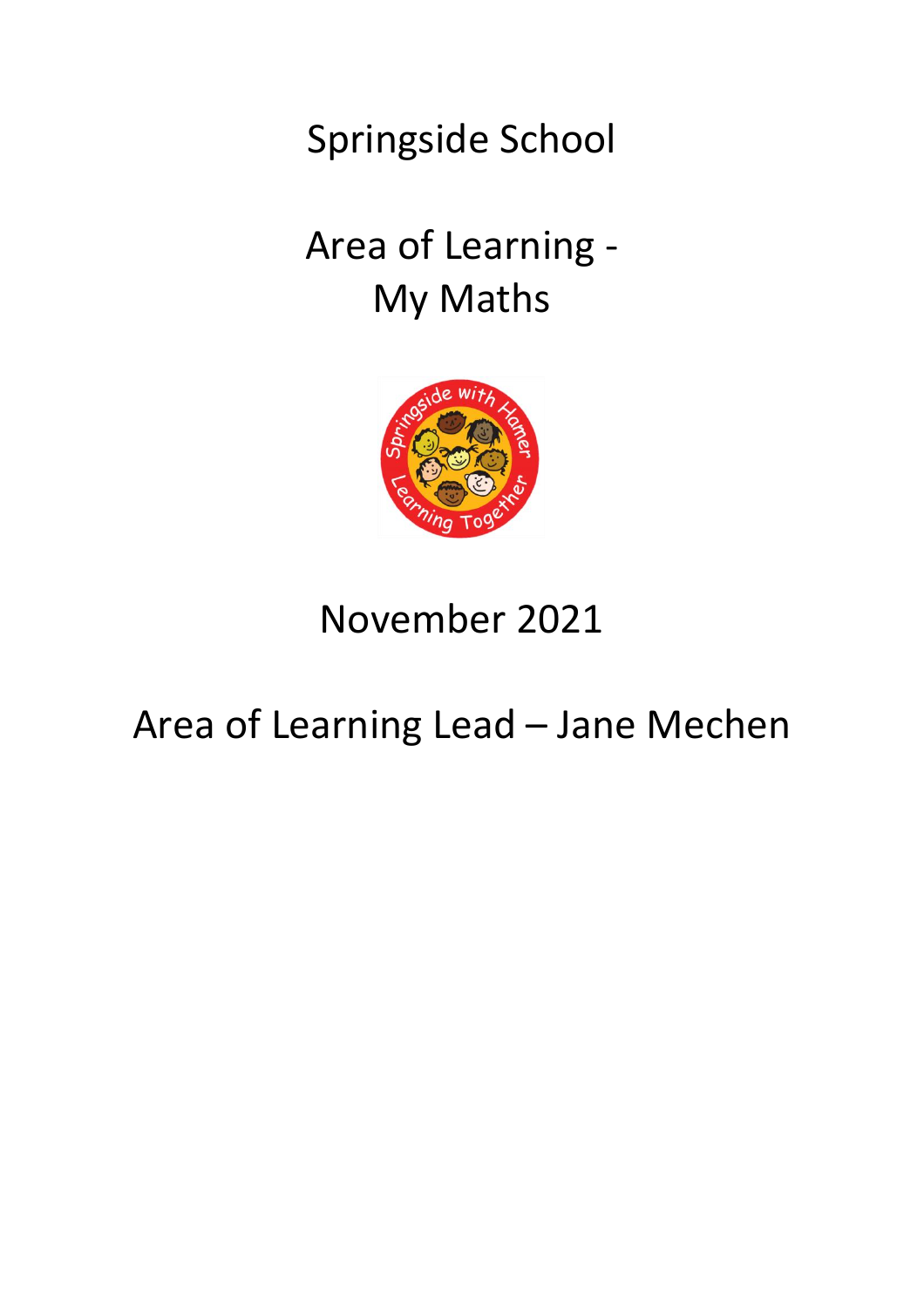# Springside School

## Area of Learning - My Maths

November 2021

Area of Learning Lead – Jane Mechen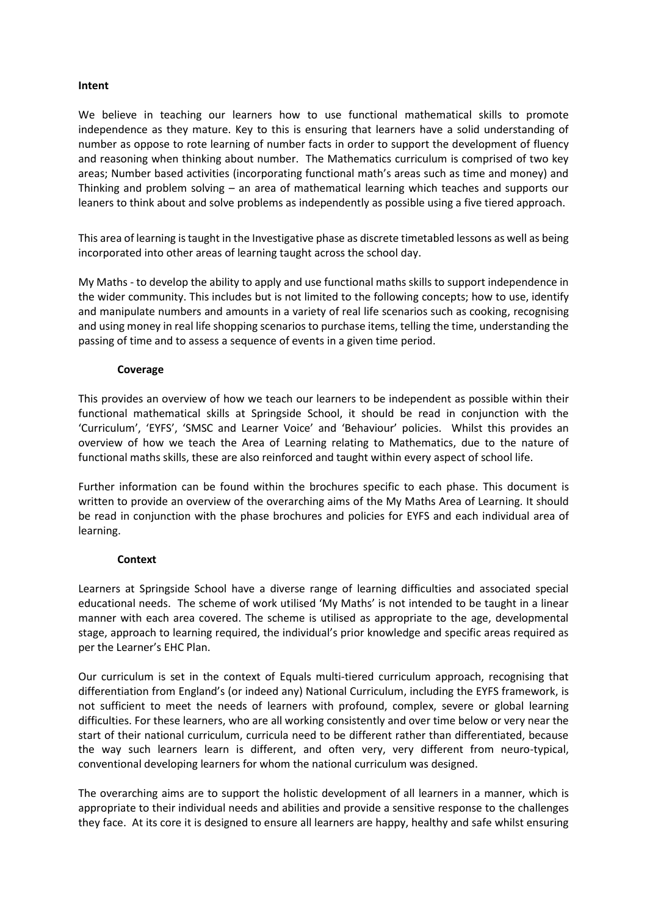**Intent**

We believe in teaching our learners how to use functional mathematical skills to promote independence as they mature. Key to this is ensuring that learners have a solid understanding of number as oppose to rote learning of number facts in order to support the development of fluency and reasoning when thinking about number. The Mathematics curriculum is comprised of two key areas; Number based activities (incorporating functional math's areas such as time and money) and Thinking and problem solving – an area of mathematical learning which teaches and supports our leaners to think about and solve problems as independently as possible using a five tiered approach.

This area of learning is taught in the Investigative phase as discrete timetabled lessons as well as being incorporated into other areas of learning taught across the school day.

My Maths - to develop the ability to apply and use functional maths skills to support independence in the wider community. This includes but is not limited to the following concepts; how to use, identify and manipulate numbers and amounts in a variety of real life scenarios such as cooking, recognising and using money in real life shopping scenarios to purchase items, telling the time, understanding the passing of time and to assess a sequence of events in a given time period.

**Coverage**

This provides an overview of how we teach our learners to be independent as possible within their functional mathematical skills at Springside School, it should be read in conjunction with the 'Curriculum', 'EYFS', 'SMSC and Learner Voice' and 'Behaviour' policies. Whilst this provides an overview of how we teach the Area of Learning relating to Mathematics, due to the nature of functional maths skills, these are also reinforced and taught within every aspect of school life.

Further information can be found within the brochures specific to each phase. This document is written to provide an overview of the overarching aims of the My Maths Area of Learning. It should be read in conjunction with the phase brochures and policies for EYFS and each individual area of learning.

**Context**

Learners at Springside School have a diverse range of learning difficulties and associated special educational needs. The scheme of work utilised 'My Maths' is not intended to be taught in a linear manner with each area covered. The scheme is utilised as appropriate to the age, developmental stage, approach to learning required, the individual's prior knowledge and specific areas required as per the Learner's EHC Plan.

Our curriculum is set in the context of Equals multi-tiered curriculum approach, recognising that differentiation from England's (or indeed any) National Curriculum, including the EYFS framework, is not sufficient to meet the needs of learners with profound, complex, severe or global learning difficulties. For these learners, who are all working consistently and over time below or very near the start of their national curriculum, curricula need to be different rather than differentiated, because the way such learners learn is different, and often very, very different from neuro-typical, conventional developing learners for whom the national curriculum was designed.

The overarching aims are to support the holistic development of all learners in a manner, which is appropriate to their individual needs and abilities and provide a sensitive response to the challenges they face. At its core it is designed to ensure all learners are happy, healthy and safe whilst ensuring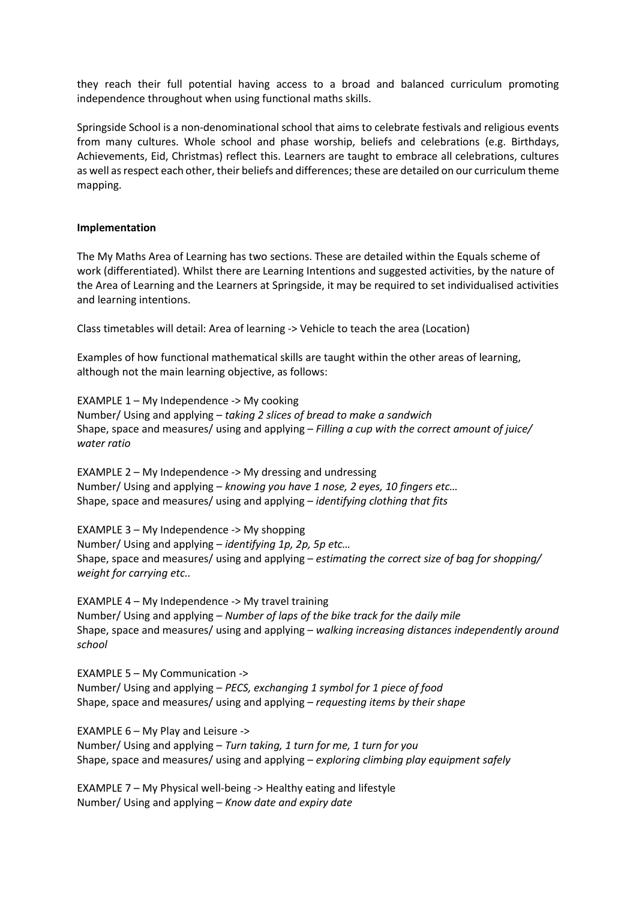they reach their full potential having access to a broad and balanced curriculum promoting independence throughout when using functional maths skills.

Springside School is a non-denominational school that aims to celebrate festivals and religious events from many cultures. Whole school and phase worship, beliefs and celebrations (e.g. Birthdays, Achievements, Eid, Christmas) reflect this. Learners are taught to embrace all celebrations, cultures as well as respect each other, their beliefs and differences; these are detailed on our curriculum theme mapping.

**Implementation**

The My Maths Area of Learning has two sections. These are detailed within the Equals scheme of work (differentiated). Whilst there are Learning Intentions and suggested activities, by the nature of the Area of Learning and the Learners at Springside, it may be required to set individualised activities and learning intentions.

Class timetables will detail: Area of learning -> Vehicle to teach the area (Location)

Examples of how functional mathematical skills are taught within the other areas of learning, although not the main learning objective, as follows:

EXAMPLE 1 – My Independence -> My cooking
Number/ Using and applying – *taking 2 slices of bread to make a sandwich*
Shape, space and measures/ using and applying – *Filling a cup with the correct amount of juice/ water ratio*

EXAMPLE 2 – My Independence -> My dressing and undressing
Number/ Using and applying – *knowing you have 1 nose, 2 eyes, 10 fingers etc…*
Shape, space and measures/ using and applying – *identifying clothing that fits*

EXAMPLE 3 – My Independence -> My shopping
Number/ Using and applying – *identifying 1p, 2p, 5p etc…*
Shape, space and measures/ using and applying – *estimating the correct size of bag for shopping/ weight for carrying etc..*

EXAMPLE 4 – My Independence -> My travel training
Number/ Using and applying – *Number of laps of the bike track for the daily mile*
Shape, space and measures/ using and applying – *walking increasing distances independently around school*

EXAMPLE 5 – My Communication ->
Number/ Using and applying – *PECS, exchanging 1 symbol for 1 piece of food*
Shape, space and measures/ using and applying – *requesting items by their shape*

EXAMPLE 6 – My Play and Leisure ->
Number/ Using and applying – *Turn taking, 1 turn for me, 1 turn for you*
Shape, space and measures/ using and applying – *exploring climbing play equipment safely*

EXAMPLE 7 – My Physical well-being -> Healthy eating and lifestyle
Number/ Using and applying – *Know date and expiry date*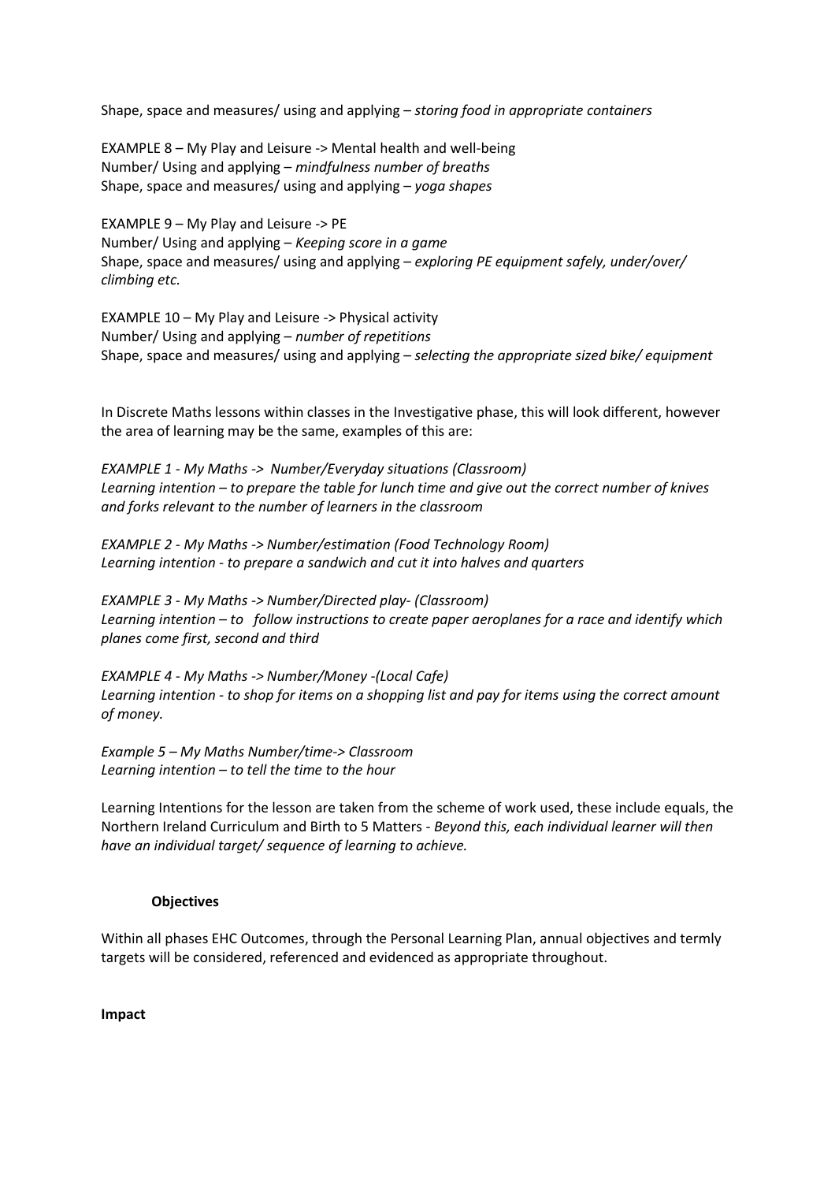Shape, space and measures/ using and applying – *storing food in appropriate containers*

EXAMPLE 8 – My Play and Leisure -> Mental health and well-being
Number/ Using and applying – *mindfulness number of breaths*
Shape, space and measures/ using and applying – *yoga shapes*

EXAMPLE 9 – My Play and Leisure -> PE
Number/ Using and applying – *Keeping score in a game*
Shape, space and measures/ using and applying – *exploring PE equipment safely, under/over/ climbing etc.*

EXAMPLE 10 – My Play and Leisure -> Physical activity
Number/ Using and applying – *number of repetitions*
Shape, space and measures/ using and applying – *selecting the appropriate sized bike/ equipment*

In Discrete Maths lessons within classes in the Investigative phase, this will look different, however the area of learning may be the same, examples of this are:

*EXAMPLE 1 - My Maths -> Number/Everyday situations (Classroom)*
*Learning intention – to prepare the table for lunch time and give out the correct number of knives and forks relevant to the number of learners in the classroom*

*EXAMPLE 2 - My Maths -> Number/estimation (Food Technology Room)*
*Learning intention - to prepare a sandwich and cut it into halves and quarters*

*EXAMPLE 3 - My Maths -> Number/Directed play- (Classroom)*
*Learning intention – to follow instructions to create paper aeroplanes for a race and identify which planes come first, second and third*

*EXAMPLE 4 - My Maths -> Number/Money -(Local Cafe)*
*Learning intention - to shop for items on a shopping list and pay for items using the correct amount of money.*

*Example 5 – My Maths Number/time-> Classroom*
*Learning intention – to tell the time to the hour*

Learning Intentions for the lesson are taken from the scheme of work used, these include equals, the Northern Ireland Curriculum and Birth to 5 Matters - *Beyond this, each individual learner will then have an individual target/ sequence of learning to achieve.*

**Objectives**

Within all phases EHC Outcomes, through the Personal Learning Plan, annual objectives and termly targets will be considered, referenced and evidenced as appropriate throughout.

**Impact**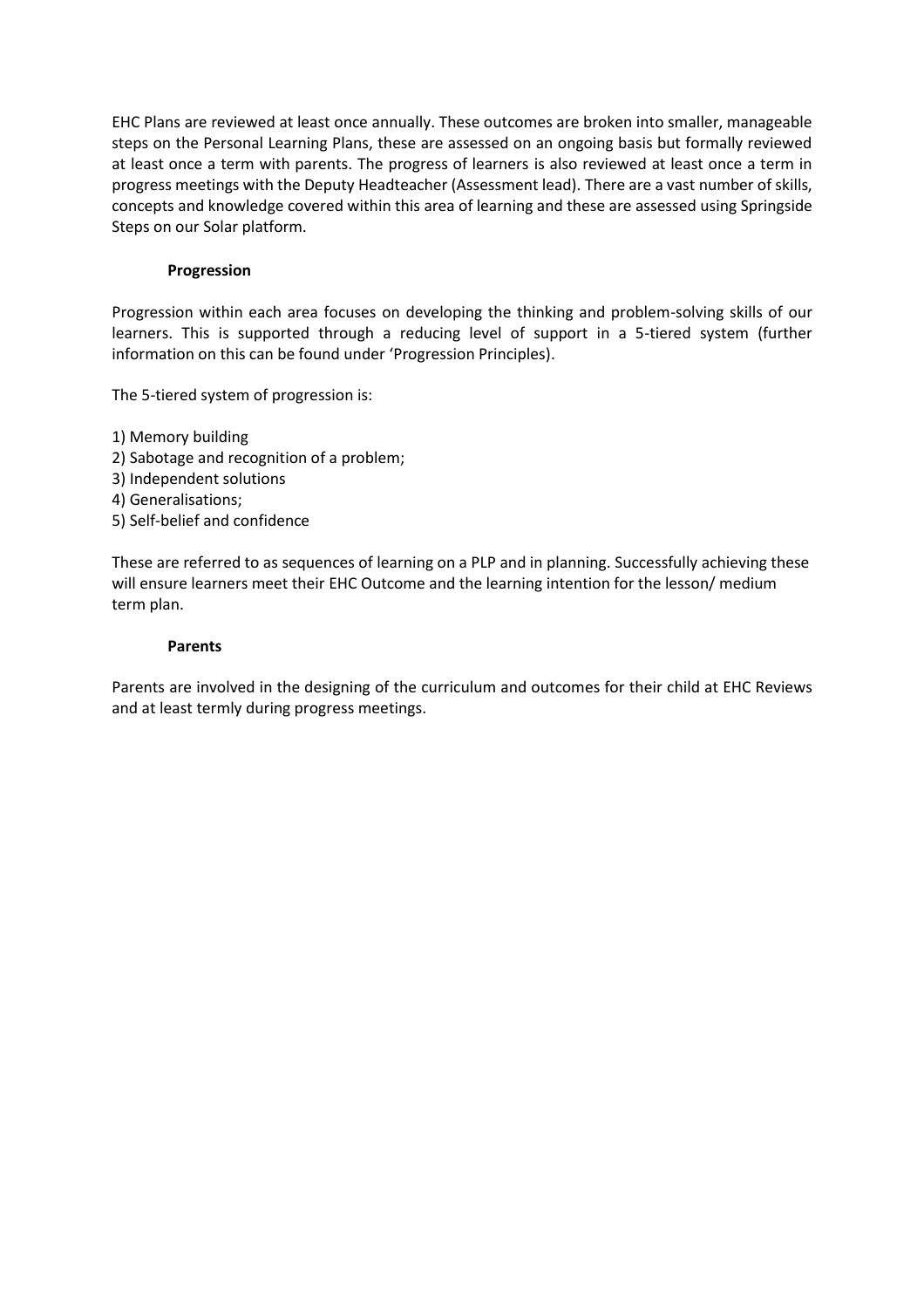EHC Plans are reviewed at least once annually. These outcomes are broken into smaller, manageable steps on the Personal Learning Plans, these are assessed on an ongoing basis but formally reviewed at least once a term with parents. The progress of learners is also reviewed at least once a term in progress meetings with the Deputy Headteacher (Assessment lead). There are a vast number of skills, concepts and knowledge covered within this area of learning and these are assessed using Springside Steps on our Solar platform.

**Progression**

Progression within each area focuses on developing the thinking and problem-solving skills of our learners. This is supported through a reducing level of support in a 5-tiered system (further information on this can be found under 'Progression Principles).

The 5-tiered system of progression is:

1) Memory building
2) Sabotage and recognition of a problem;
3) Independent solutions
4) Generalisations;
5) Self-belief and confidence

These are referred to as sequences of learning on a PLP and in planning. Successfully achieving these will ensure learners meet their EHC Outcome and the learning intention for the lesson/ medium term plan.

**Parents**

Parents are involved in the designing of the curriculum and outcomes for their child at EHC Reviews and at least termly during progress meetings.